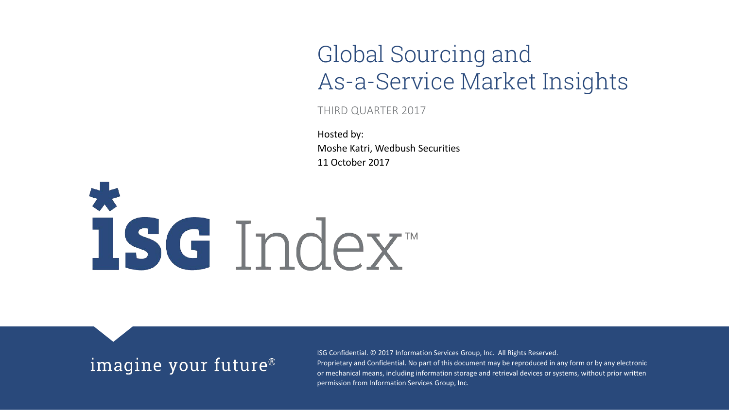# Global Sourcing and As-a-Service Market Insights

THIRD QUARTER 2017

Hosted by:
Moshe Katri, Wedbush Securities
11 October 2017

ISG Index™

imagine your future®

ISG Confidential. © 2017 Information Services Group, Inc. All Rights Reserved.
Proprietary and Confidential. No part of this document may be reproduced in any form or by any electronic or mechanical means, including information storage and retrieval devices or systems, without prior written permission from Information Services Group, Inc.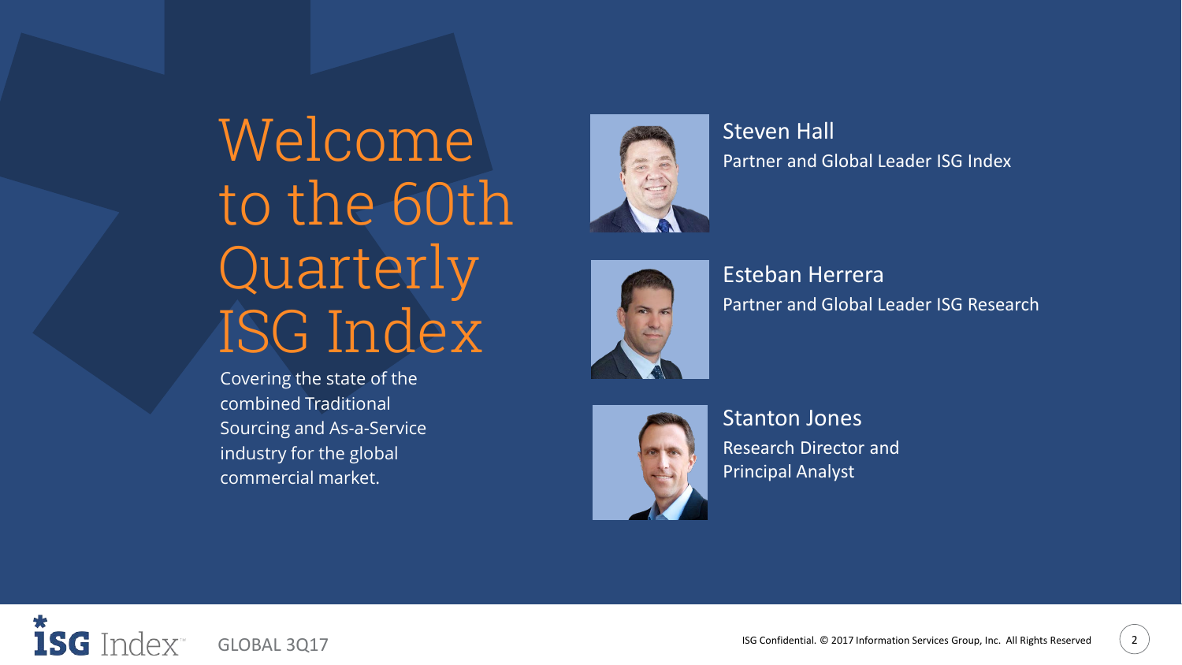# Welcome to the 60th Quarterly ISG Index

Covering the state of the combined Traditional Sourcing and As-a-Service industry for the global commercial market.

**Steven Hall**
Partner and Global Leader ISG Index

**Esteban Herrera**
Partner and Global Leader ISG Research

**Stanton Jones**
Research Director and Principal Analyst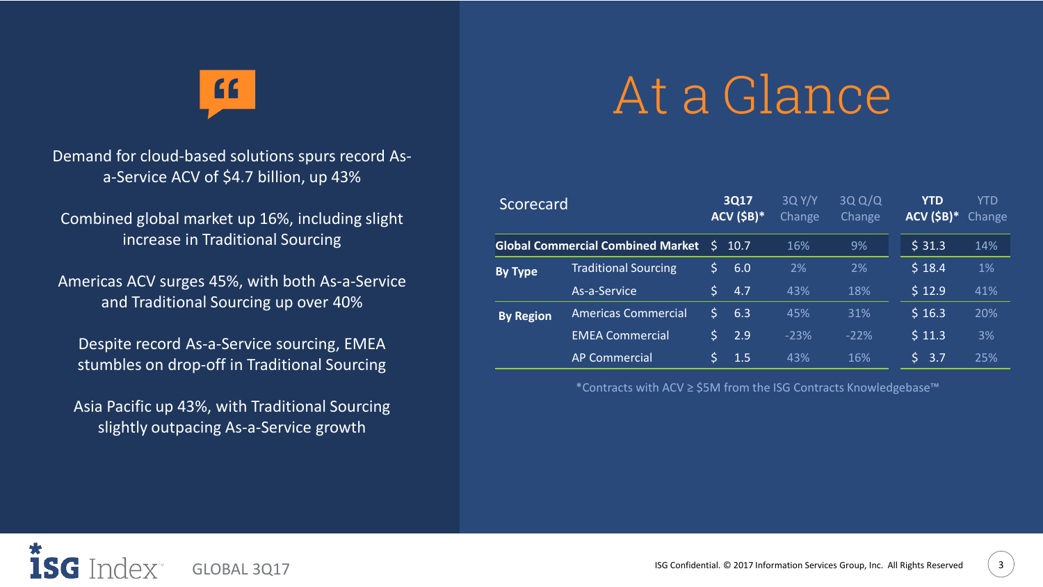Demand for cloud-based solutions spurs record As-a-Service ACV of $4.7 billion, up 43%

Combined global market up 16%, including slight increase in Traditional Sourcing

Americas ACV surges 45%, with both As-a-Service and Traditional Sourcing up over 40%

Despite record As-a-Service sourcing, EMEA stumbles on drop-off in Traditional Sourcing

Asia Pacific up 43%, with Traditional Sourcing slightly outpacing As-a-Service growth

# At a Glance

| Scorecard | | 3Q17 ACV ($B)* | 3Q Y/Y Change | 3Q Q/Q Change | YTD ACV ($B)* | YTD Change |
|---|---|---|---|---|---|---|
| **Global Commercial Combined Market** | | $ 10.7 | 16% | 9% | $ 31.3 | 14% |
| **By Type** | Traditional Sourcing | $ 6.0 | 2% | 2% | $ 18.4 | 1% |
| | As-a-Service | $ 4.7 | 43% | 18% | $ 12.9 | 41% |
| **By Region** | Americas Commercial | $ 6.3 | 45% | 31% | $ 16.3 | 20% |
| | EMEA Commercial | $ 2.9 | -23% | -22% | $ 11.3 | 3% |
| | AP Commercial | $ 1.5 | 43% | 16% | $ 3.7 | 25% |

*Contracts with ACV ≥ $5M from the ISG Contracts Knowledgebase™

ISG Index™ GLOBAL 3Q17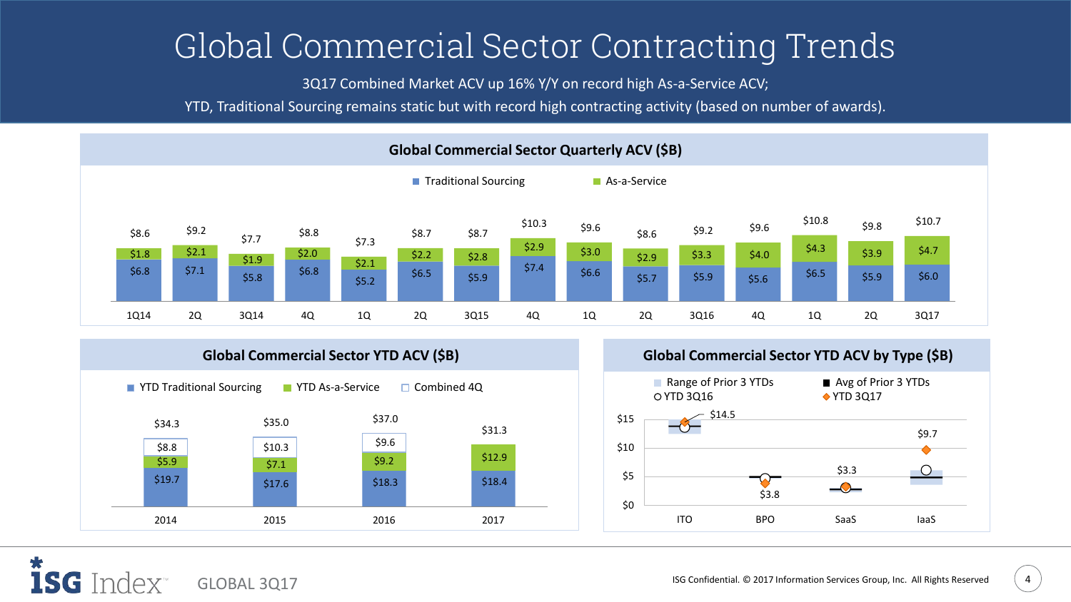# Global Commercial Sector Contracting Trends

3Q17 Combined Market ACV up 16% Y/Y on record high As-a-Service ACV;

YTD, Traditional Sourcing remains static but with record high contracting activity (based on number of awards).

## Global Commercial Sector Quarterly ACV ($B)

| Quarter | Traditional Sourcing | As-a-Service | Total |
|---|---|---|---|
| 1Q14 | $6.8 | $1.8 | $8.6 |
| 2Q | $7.1 | $2.1 | $9.2 |
| 3Q14 | $5.8 | $1.9 | $7.7 |
| 4Q | $6.8 | $2.0 | $8.8 |
| 1Q | $5.2 | $2.1 | $7.3 |
| 2Q | $6.5 | $2.2 | $8.7 |
| 3Q15 | $5.9 | $2.8 | $8.7 |
| 4Q | $7.4 | $2.9 | $10.3 |
| 1Q | $6.6 | $3.0 | $9.6 |
| 2Q | $5.7 | $2.9 | $8.6 |
| 3Q16 | $5.9 | $3.3 | $9.2 |
| 4Q | $5.6 | $4.0 | $9.6 |
| 1Q | $6.5 | $4.3 | $10.8 |
| 2Q | $5.9 | $3.9 | $9.8 |
| 3Q17 | $6.0 | $4.7 | $10.7 |

## Global Commercial Sector YTD ACV ($B)

| Year | YTD Traditional Sourcing | YTD As-a-Service | Combined 4Q | Total |
|---|---|---|---|---|
| 2014 | $19.7 | $5.9 | $8.8 | $34.3 |
| 2015 | $17.6 | $7.1 | $10.3 | $35.0 |
| 2016 | $18.3 | $9.2 | $9.6 | $37.0 |
| 2017 | $18.4 | $12.9 | | $31.3 |

## Global Commercial Sector YTD ACV by Type ($B)

Legend: Range of Prior 3 YTDs; Avg of Prior 3 YTDs; YTD 3Q16; YTD 3Q17

| Type | YTD 3Q17 |
|---|---|
| ITO | $14.5 |
| BPO | $3.8 |
| SaaS | $3.3 |
| IaaS | $9.7 |

GLOBAL 3Q17

ISG Confidential. © 2017 Information Services Group, Inc. All Rights Reserved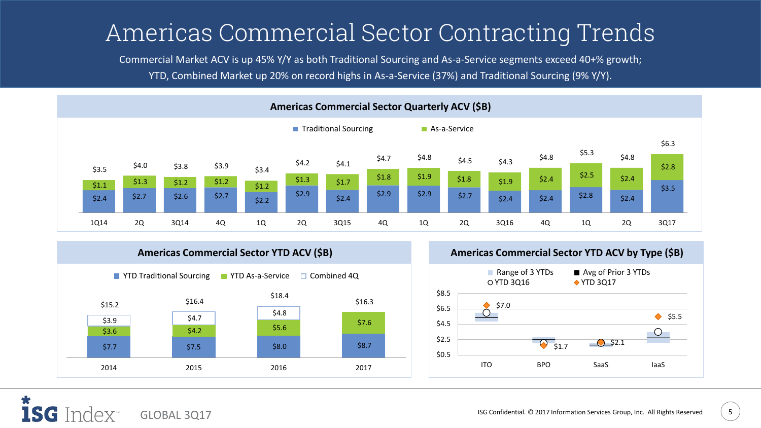# Americas Commercial Sector Contracting Trends

Commercial Market ACV is up 45% Y/Y as both Traditional Sourcing and As-a-Service segments exceed 40+% growth; YTD, Combined Market up 20% on record highs in As-a-Service (37%) and Traditional Sourcing (9% Y/Y).

## Americas Commercial Sector Quarterly ACV ($B)

| Quarter | Traditional Sourcing | As-a-Service | Total |
|---|---|---|---|
| 1Q14 | $2.4 | $1.1 | $3.5 |
| 2Q | $2.7 | $1.3 | $4.0 |
| 3Q14 | $2.6 | $1.2 | $3.8 |
| 4Q | $2.7 | $1.2 | $3.9 |
| 1Q | $2.2 | $1.2 | $3.4 |
| 2Q | $2.9 | $1.3 | $4.2 |
| 3Q15 | $2.4 | $1.7 | $4.1 |
| 4Q | $2.9 | $1.8 | $4.7 |
| 1Q | $2.9 | $1.9 | $4.8 |
| 2Q | $2.7 | $1.8 | $4.5 |
| 3Q16 | $2.4 | $1.9 | $4.3 |
| 4Q | $2.4 | $2.4 | $4.8 |
| 1Q | $2.8 | $2.5 | $5.3 |
| 2Q | $2.4 | $2.4 | $4.8 |
| 3Q17 | $3.5 | $2.8 | $6.3 |

## Americas Commercial Sector YTD ACV ($B)

| Year | YTD Traditional Sourcing | YTD As-a-Service | Combined 4Q | Total |
|---|---|---|---|---|
| 2014 | $7.7 | $3.6 | $3.9 | $15.2 |
| 2015 | $7.5 | $4.2 | $4.7 | $16.4 |
| 2016 | $8.0 | $5.6 | $4.8 | $18.4 |
| 2017 | $8.7 | $7.6 | | $16.3 |

## Americas Commercial Sector YTD ACV by Type ($B)

Legend: Range of 3 YTDs; Avg of Prior 3 YTDs; YTD 3Q16; YTD 3Q17

| Type | YTD 3Q17 |
|---|---|
| ITO | $7.0 |
| BPO | $1.7 |
| SaaS | $2.1 |
| IaaS | $5.5 |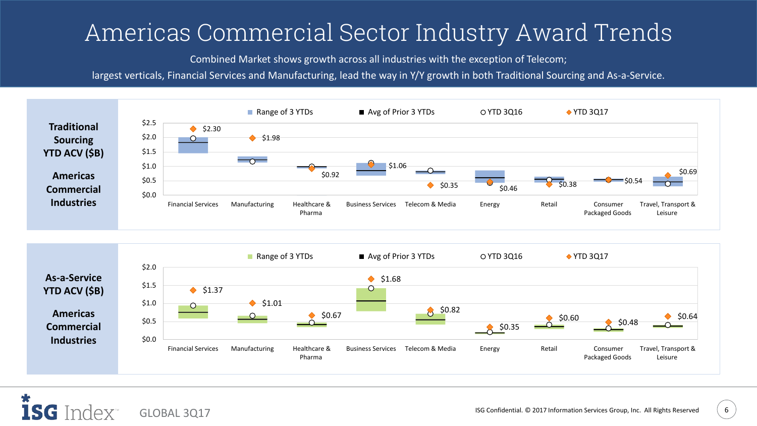# Americas Commercial Sector Industry Award Trends

Combined Market shows growth across all industries with the exception of Telecom; largest verticals, Financial Services and Manufacturing, lead the way in Y/Y growth in both Traditional Sourcing and As-a-Service.

**Traditional Sourcing YTD ACV ($B)**

**Americas Commercial Industries**

Legend: Range of 3 YTDs | Avg of Prior 3 YTDs | YTD 3Q16 | YTD 3Q17

| Industry | YTD 3Q17 |
|---|---|
| Financial Services | $2.30 |
| Manufacturing | $1.98 |
| Healthcare & Pharma | $0.92 |
| Business Services | $1.06 |
| Telecom & Media | $0.35 |
| Energy | $0.46 |
| Retail | $0.38 |
| Consumer Packaged Goods | $0.54 |
| Travel, Transport & Leisure | $0.69 |

**As-a-Service YTD ACV ($B)**

**Americas Commercial Industries**

Legend: Range of 3 YTDs | Avg of Prior 3 YTDs | YTD 3Q16 | YTD 3Q17

| Industry | YTD 3Q17 |
|---|---|
| Financial Services | $1.37 |
| Manufacturing | $1.01 |
| Healthcare & Pharma | $0.67 |
| Business Services | $1.68 |
| Telecom & Media | $0.82 |
| Energy | $0.35 |
| Retail | $0.60 |
| Consumer Packaged Goods | $0.48 |
| Travel, Transport & Leisure | $0.64 |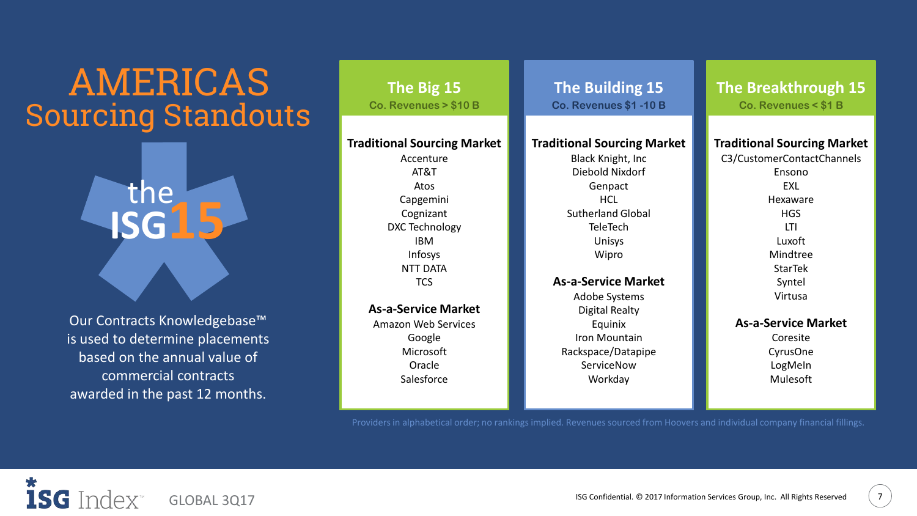# AMERICAS Sourcing Standouts

## the ISG15

Our Contracts Knowledgebase™ is used to determine placements based on the annual value of commercial contracts awarded in the past 12 months.

## The Big 15

Co. Revenues > $10 B

### Traditional Sourcing Market

- Accenture
- AT&T
- Atos
- Capgemini
- Cognizant
- DXC Technology
- IBM
- Infosys
- NTT DATA
- TCS

### As-a-Service Market

- Amazon Web Services
- Google
- Microsoft
- Oracle
- Salesforce

## The Building 15

Co. Revenues $1 -10 B

### Traditional Sourcing Market

- Black Knight, Inc
- Diebold Nixdorf
- Genpact
- HCL
- Sutherland Global
- TeleTech
- Unisys
- Wipro

### As-a-Service Market

- Adobe Systems
- Digital Realty
- Equinix
- Iron Mountain
- Rackspace/Datapipe
- ServiceNow
- Workday

## The Breakthrough 15

Co. Revenues < $1 B

### Traditional Sourcing Market

- C3/CustomerContactChannels
- Ensono
- EXL
- Hexaware
- HGS
- LTI
- Luxoft
- Mindtree
- StarTek
- Syntel
- Virtusa

### As-a-Service Market

- Coresite
- CyrusOne
- LogMeIn
- Mulesoft

Providers in alphabetical order; no rankings implied. Revenues sourced from Hoovers and individual company financial fillings.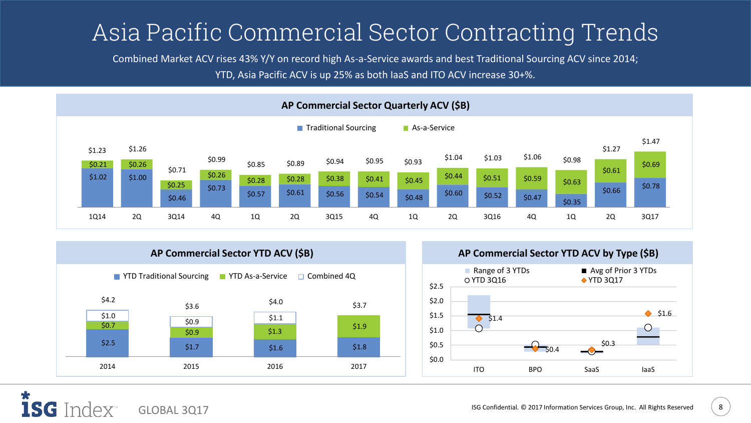# Asia Pacific Commercial Sector Contracting Trends

Combined Market ACV rises 43% Y/Y on record high As-a-Service awards and best Traditional Sourcing ACV since 2014; YTD, Asia Pacific ACV is up 25% as both IaaS and ITO ACV increase 30+%.

## AP Commercial Sector Quarterly ACV ($B)

| Quarter | Traditional Sourcing | As-a-Service | Total |
|---|---|---|---|
| 1Q14 | $1.02 | $0.21 | $1.23 |
| 2Q | $1.00 | $0.26 | $1.26 |
| 3Q14 | $0.46 | $0.25 | $0.71 |
| 4Q | $0.73 | $0.26 | $0.99 |
| 1Q | $0.57 | $0.28 | $0.85 |
| 2Q | $0.61 | $0.28 | $0.89 |
| 3Q15 | $0.56 | $0.38 | $0.94 |
| 4Q | $0.54 | $0.41 | $0.95 |
| 1Q | $0.48 | $0.45 | $0.93 |
| 2Q | $0.60 | $0.44 | $1.04 |
| 3Q16 | $0.52 | $0.51 | $1.03 |
| 4Q | $0.47 | $0.59 | $1.06 |
| 1Q | $0.35 | $0.63 | $0.98 |
| 2Q | $0.66 | $0.61 | $1.27 |
| 3Q17 | $0.78 | $0.69 | $1.47 |

## AP Commercial Sector YTD ACV ($B)

| Year | YTD Traditional Sourcing | YTD As-a-Service | Combined 4Q | Total |
|---|---|---|---|---|
| 2014 | $2.5 | $0.7 | $1.0 | $4.2 |
| 2015 | $1.7 | $0.9 | $0.9 | $3.6 |
| 2016 | $1.6 | $1.3 | $1.1 | $4.0 |
| 2017 | $1.8 | $1.9 | | $3.7 |

## AP Commercial Sector YTD ACV by Type ($B)

Legend: Range of 3 YTDs; Avg of Prior 3 YTDs; YTD 3Q16; YTD 3Q17

| Type | YTD 3Q17 |
|---|---|
| ITO | $1.4 |
| BPO | $0.4 |
| SaaS | $0.3 |
| IaaS | $1.6 |

GLOBAL 3Q17

ISG Confidential. © 2017 Information Services Group, Inc. All Rights Reserved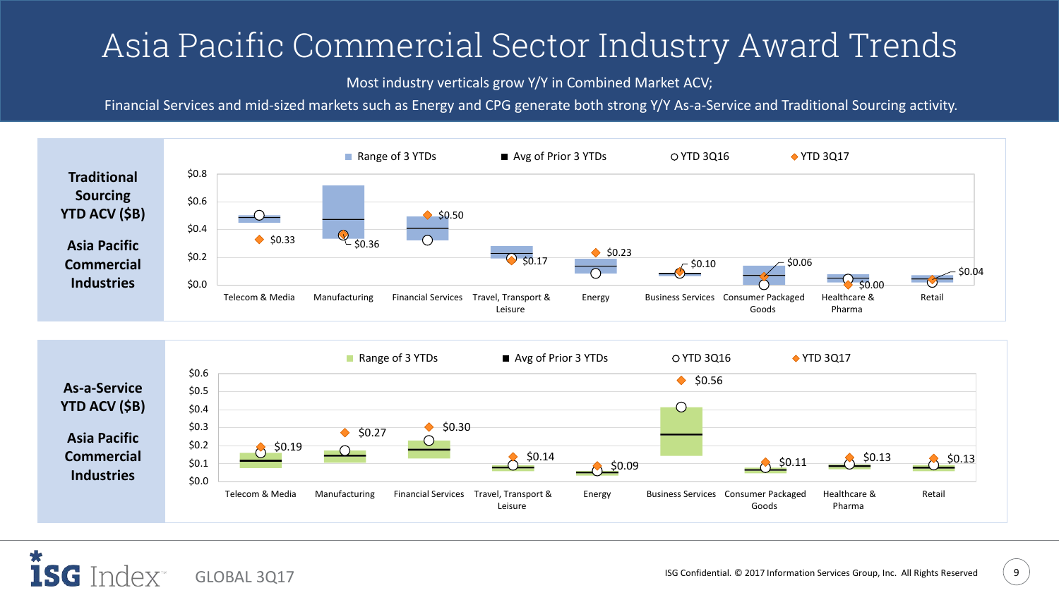# Asia Pacific Commercial Sector Industry Award Trends

Most industry verticals grow Y/Y in Combined Market ACV;

Financial Services and mid-sized markets such as Energy and CPG generate both strong Y/Y As-a-Service and Traditional Sourcing activity.

**Traditional Sourcing YTD ACV ($B)**

**Asia Pacific Commercial Industries**

Range of 3 YTDs | Avg of Prior 3 YTDs | YTD 3Q16 | YTD 3Q17

| Industry | YTD 3Q17 |
|---|---|
| Telecom & Media | $0.33 |
| Manufacturing | $0.36 |
| Financial Services | $0.50 |
| Travel, Transport & Leisure | $0.17 |
| Energy | $0.23 |
| Business Services | $0.10 |
| Consumer Packaged Goods | $0.06 |
| Healthcare & Pharma | $0.00 |
| Retail | $0.04 |

**As-a-Service YTD ACV ($B)**

**Asia Pacific Commercial Industries**

Range of 3 YTDs | Avg of Prior 3 YTDs | YTD 3Q16 | YTD 3Q17

| Industry | YTD 3Q17 |
|---|---|
| Telecom & Media | $0.19 |
| Manufacturing | $0.27 |
| Financial Services | $0.30 |
| Travel, Transport & Leisure | $0.14 |
| Energy | $0.09 |
| Business Services | $0.56 |
| Consumer Packaged Goods | $0.11 |
| Healthcare & Pharma | $0.13 |
| Retail | $0.13 |

ISG Index GLOBAL 3Q17

ISG Confidential. © 2017 Information Services Group, Inc. All Rights Reserved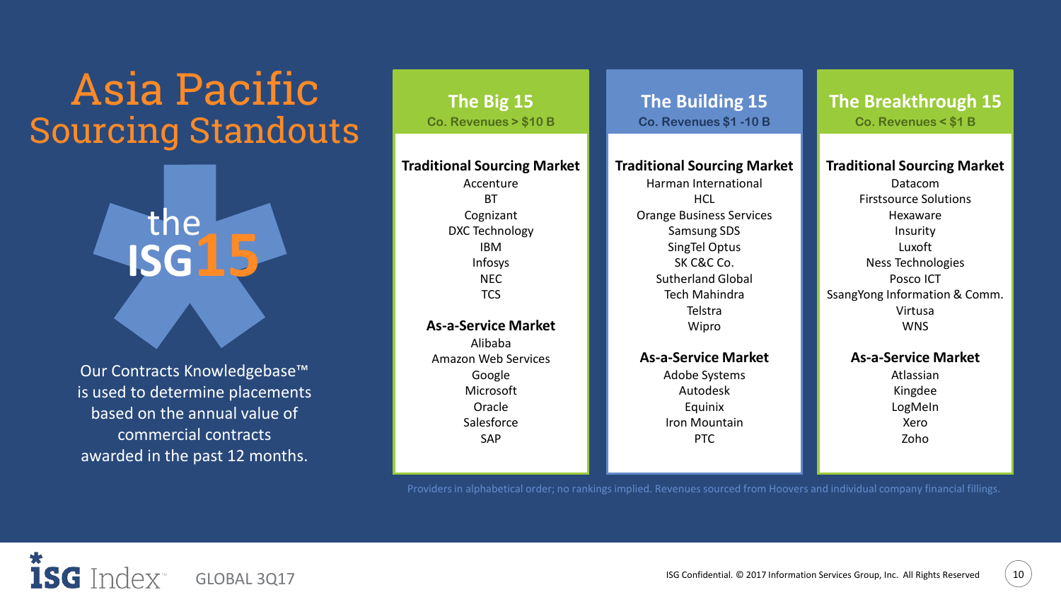# Asia Pacific Sourcing Standouts

the ISG15

Our Contracts Knowledgebase™ is used to determine placements based on the annual value of commercial contracts awarded in the past 12 months.

## The Big 15
**Co. Revenues > $10 B**

### Traditional Sourcing Market
Accenture
BT
Cognizant
DXC Technology
IBM
Infosys
NEC
TCS

### As-a-Service Market
Alibaba
Amazon Web Services
Google
Microsoft
Oracle
Salesforce
SAP

## The Building 15
**Co. Revenues $1 -10 B**

### Traditional Sourcing Market
Harman International
HCL
Orange Business Services
Samsung SDS
SingTel Optus
SK C&C Co.
Sutherland Global
Tech Mahindra
Telstra
Wipro

### As-a-Service Market
Adobe Systems
Autodesk
Equinix
Iron Mountain
PTC

## The Breakthrough 15
**Co. Revenues < $1 B**

### Traditional Sourcing Market
Datacom
Firstsource Solutions
Hexaware
Insurity
Luxoft
Ness Technologies
Posco ICT
SsangYong Information & Comm.
Virtusa
WNS

### As-a-Service Market
Atlassian
Kingdee
LogMeIn
Xero
Zoho

Providers in alphabetical order; no rankings implied. Revenues sourced from Hoovers and individual company financial fillings.

ISG Index™ GLOBAL 3Q17

ISG Confidential. © 2017 Information Services Group, Inc. All Rights Reserved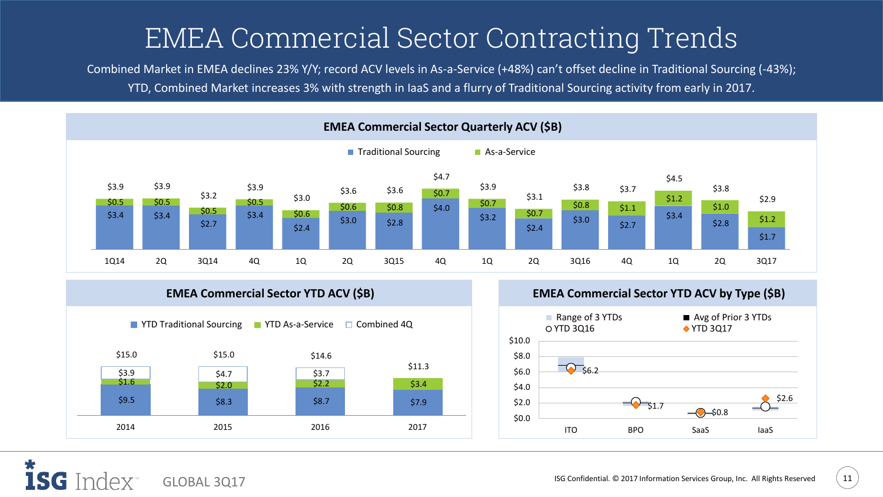# EMEA Commercial Sector Contracting Trends

Combined Market in EMEA declines 23% Y/Y; record ACV levels in As-a-Service (+48%) can't offset decline in Traditional Sourcing (-43%); YTD, Combined Market increases 3% with strength in IaaS and a flurry of Traditional Sourcing activity from early in 2017.

## EMEA Commercial Sector Quarterly ACV ($B)

| Quarter | Traditional Sourcing | As-a-Service | Total |
|---|---|---|---|
| 1Q14 | $3.4 | $0.5 | $3.9 |
| 2Q | $3.4 | $0.5 | $3.9 |
| 3Q14 | $2.7 | $0.5 | $3.2 |
| 4Q | $3.4 | $0.5 | $3.9 |
| 1Q | $2.4 | $0.6 | $3.0 |
| 2Q | $3.0 | $0.6 | $3.6 |
| 3Q15 | $2.8 | $0.8 | $3.6 |
| 4Q | $4.0 | $0.7 | $4.7 |
| 1Q | $3.2 | $0.7 | $3.9 |
| 2Q | $2.4 | $0.7 | $3.1 |
| 3Q16 | $3.0 | $0.8 | $3.8 |
| 4Q | $2.7 | $1.1 | $3.7 |
| 1Q | $3.4 | $1.2 | $4.5 |
| 2Q | $2.8 | $1.0 | $3.8 |
| 3Q17 | $1.7 | $1.2 | $2.9 |

## EMEA Commercial Sector YTD ACV ($B)

| Year | YTD Traditional Sourcing | YTD As-a-Service | Combined 4Q | Total |
|---|---|---|---|---|
| 2014 | $9.5 | $1.6 | $3.9 | $15.0 |
| 2015 | $8.3 | $2.0 | $4.7 | $15.0 |
| 2016 | $8.7 | $2.2 | $3.7 | $14.6 |
| 2017 | $7.9 | $3.4 | | $11.3 |

## EMEA Commercial Sector YTD ACV by Type ($B)

Legend: Range of 3 YTDs; Avg of Prior 3 YTDs; YTD 3Q16; YTD 3Q17

| Type | YTD 3Q17 |
|---|---|
| ITO | $6.2 |
| BPO | $1.7 |
| SaaS | $0.8 |
| IaaS | $2.6 |

GLOBAL 3Q17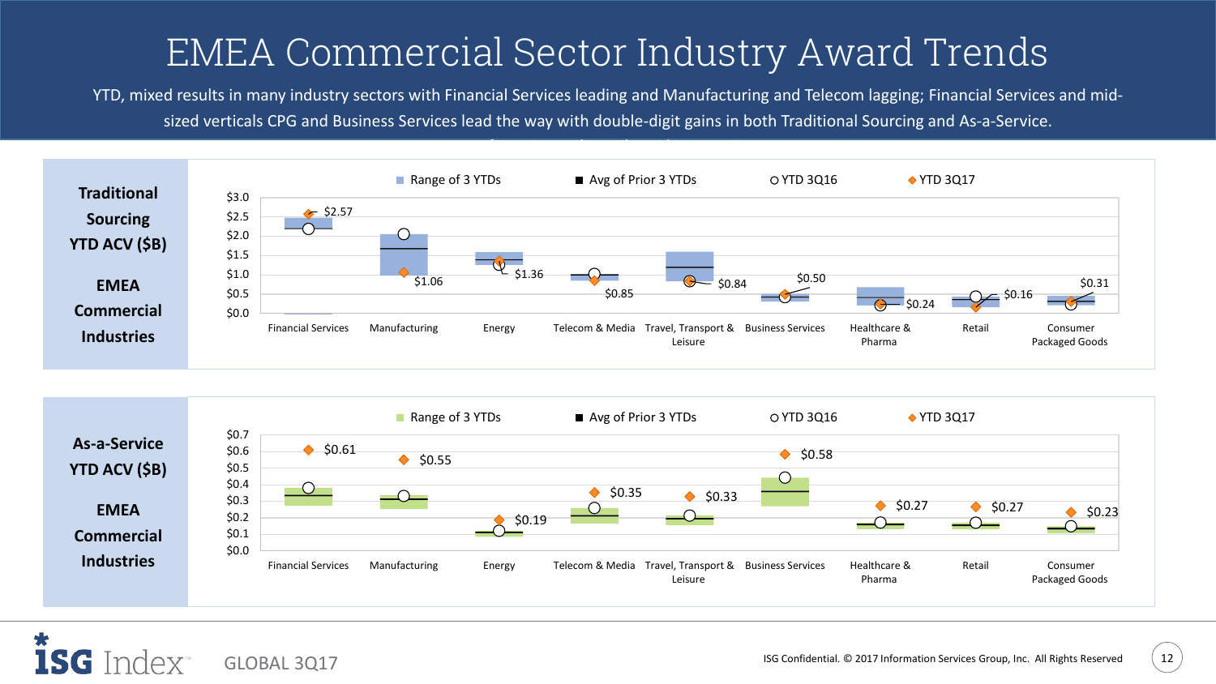# EMEA Commercial Sector Industry Award Trends

YTD, mixed results in many industry sectors with Financial Services leading and Manufacturing and Telecom lagging; Financial Services and mid-sized verticals CPG and Business Services lead the way with double-digit gains in both Traditional Sourcing and As-a-Service.

**Traditional Sourcing YTD ACV ($B)**

**EMEA Commercial Industries**

Legend: Range of 3 YTDs | Avg of Prior 3 YTDs | YTD 3Q16 | YTD 3Q17

| Industry | YTD 3Q17 |
|---|---|
| Financial Services | $2.57 |
| Manufacturing | $1.06 |
| Energy | $1.36 |
| Telecom & Media | $0.85 |
| Travel, Transport & Leisure | $0.84 |
| Business Services | $0.50 |
| Healthcare & Pharma | $0.24 |
| Retail | $0.16 |
| Consumer Packaged Goods | $0.31 |

**As-a-Service YTD ACV ($B)**

**EMEA Commercial Industries**

Legend: Range of 3 YTDs | Avg of Prior 3 YTDs | YTD 3Q16 | YTD 3Q17

| Industry | YTD 3Q17 |
|---|---|
| Financial Services | $0.61 |
| Manufacturing | $0.55 |
| Energy | $0.19 |
| Telecom & Media | $0.35 |
| Travel, Transport & Leisure | $0.33 |
| Business Services | $0.58 |
| Healthcare & Pharma | $0.27 |
| Retail | $0.27 |
| Consumer Packaged Goods | $0.23 |

ISG Index GLOBAL 3Q17

ISG Confidential. © 2017 Information Services Group, Inc. All Rights Reserved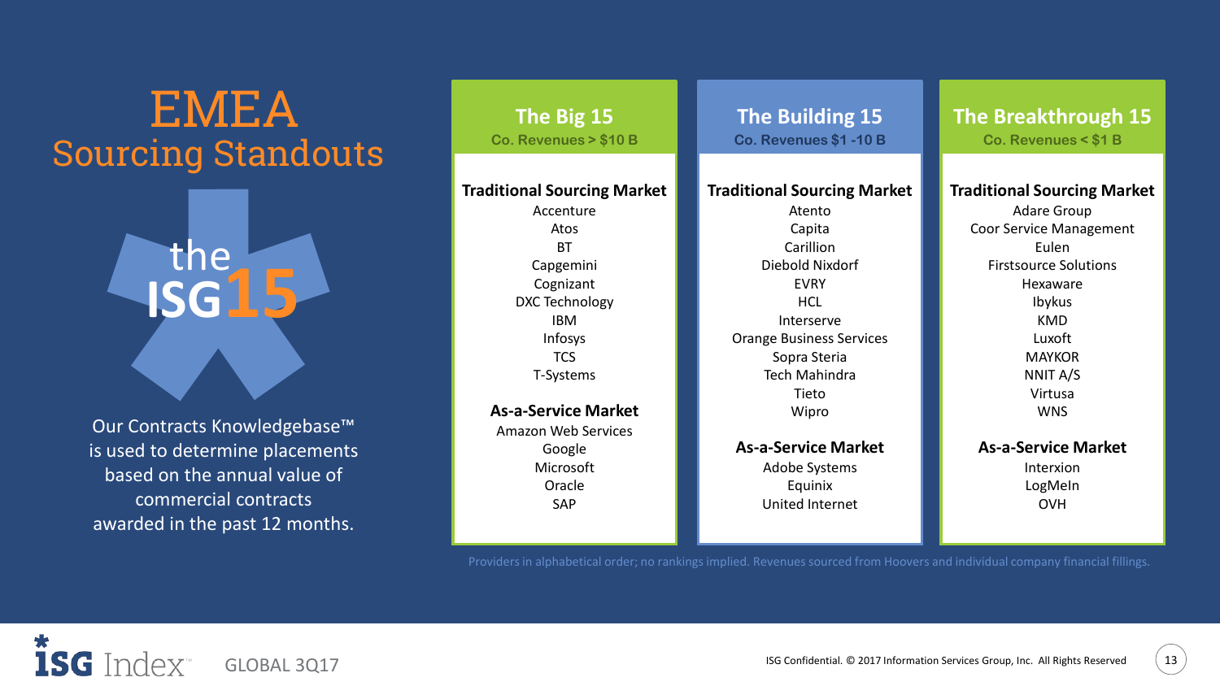# EMEA Sourcing Standouts

the ISG15

Our Contracts Knowledgebase™ is used to determine placements based on the annual value of commercial contracts awarded in the past 12 months.

## The Big 15
Co. Revenues > $10 B

**Traditional Sourcing Market**

- Accenture
- Atos
- BT
- Capgemini
- Cognizant
- DXC Technology
- IBM
- Infosys
- TCS
- T-Systems

**As-a-Service Market**

- Amazon Web Services
- Google
- Microsoft
- Oracle
- SAP

## The Building 15
Co. Revenues $1 -10 B

**Traditional Sourcing Market**

- Atento
- Capita
- Carillion
- Diebold Nixdorf
- EVRY
- HCL
- Interserve
- Orange Business Services
- Sopra Steria
- Tech Mahindra
- Tieto
- Wipro

**As-a-Service Market**

- Adobe Systems
- Equinix
- United Internet

## The Breakthrough 15
Co. Revenues < $1 B

**Traditional Sourcing Market**

- Adare Group
- Coor Service Management
- Eulen
- Firstsource Solutions
- Hexaware
- Ibykus
- KMD
- Luxoft
- MAYKOR
- NNIT A/S
- Virtusa
- WNS

**As-a-Service Market**

- Interxion
- LogMeIn
- OVH

Providers in alphabetical order; no rankings implied. Revenues sourced from Hoovers and individual company financial fillings.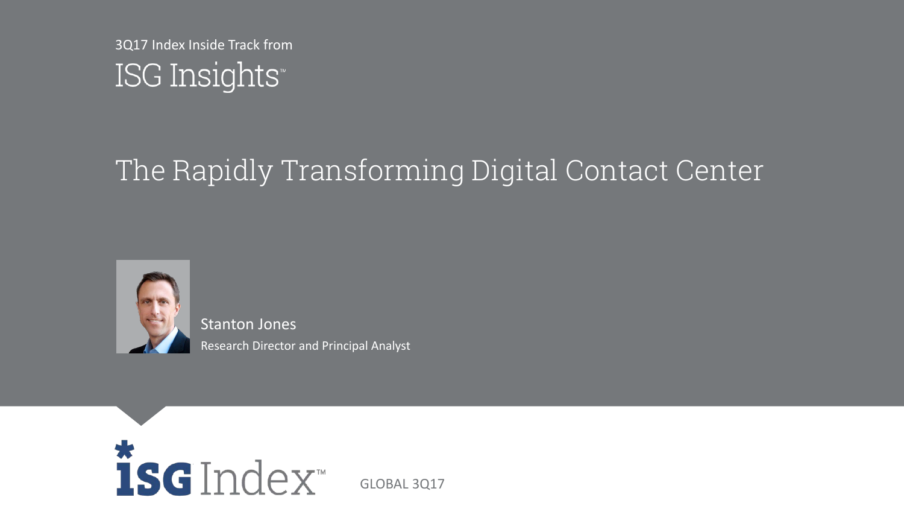3Q17 Index Inside Track from

ISG Insights™

# The Rapidly Transforming Digital Contact Center

Stanton Jones

Research Director and Principal Analyst

ISG Index™

GLOBAL 3Q17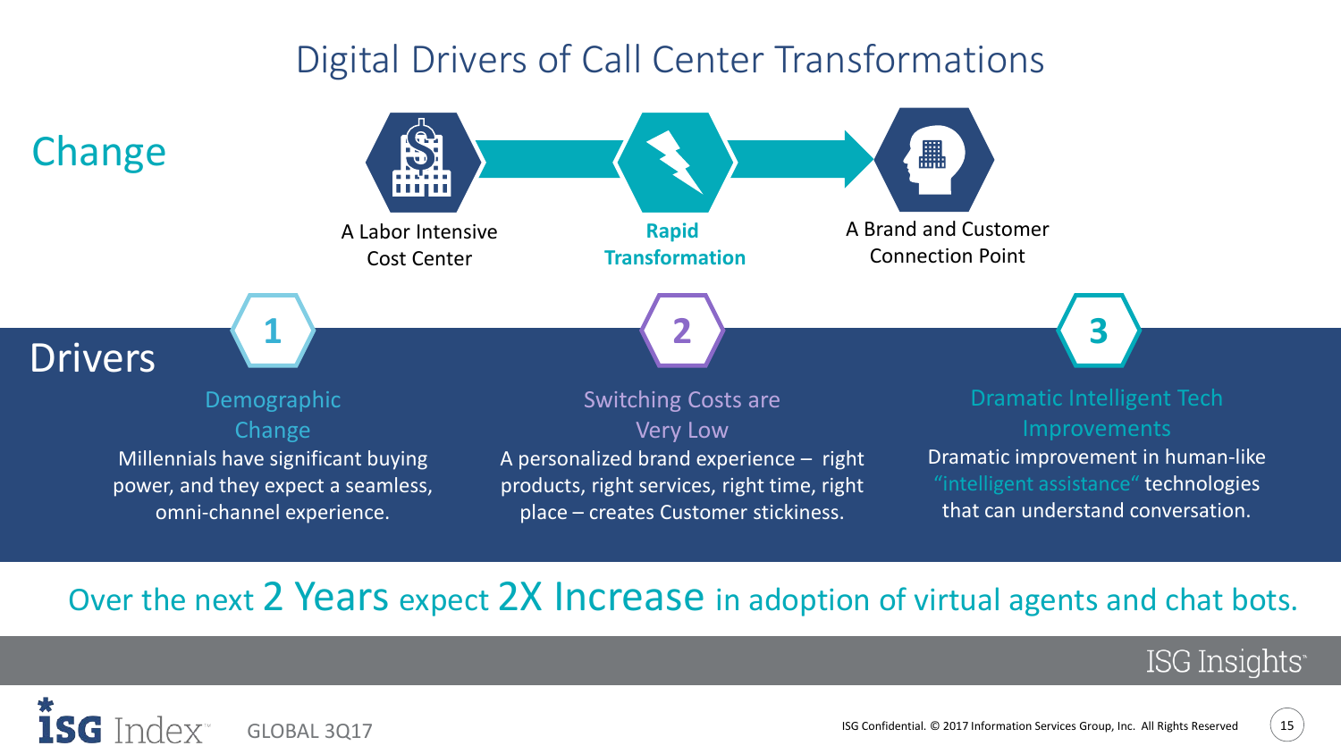# Digital Drivers of Call Center Transformations

## Change

A Labor Intensive Cost Center → **Rapid Transformation** → A Brand and Customer Connection Point

## Drivers

**1. Demographic Change**

Millennials have significant buying power, and they expect a seamless, omni-channel experience.

**2. Switching Costs are Very Low**

A personalized brand experience – right products, right services, right time, right place – creates Customer stickiness.

**3. Dramatic Intelligent Tech Improvements**

Dramatic improvement in human-like "intelligent assistance" technologies that can understand conversation.

Over the next 2 Years expect 2X Increase in adoption of virtual agents and chat bots.

ISG Insights

ISG Index GLOBAL 3Q17

ISG Confidential. © 2017 Information Services Group, Inc. All Rights Reserved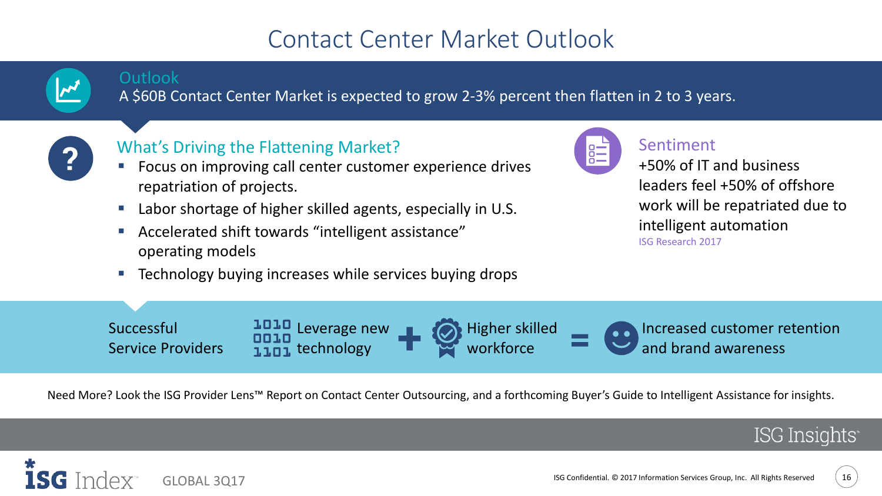# Contact Center Market Outlook

## Outlook

A $60B Contact Center Market is expected to grow 2-3% percent then flatten in 2 to 3 years.

## What's Driving the Flattening Market?

- Focus on improving call center customer experience drives repatriation of projects.
- Labor shortage of higher skilled agents, especially in U.S.
- Accelerated shift towards "intelligent assistance" operating models
- Technology buying increases while services buying drops

## Sentiment

+50% of IT and business leaders feel +50% of offshore work will be repatriated due to intelligent automation

ISG Research 2017

Successful Service Providers: Leverage new technology + Higher skilled workforce = Increased customer retention and brand awareness

Need More? Look the ISG Provider Lens™ Report on Contact Center Outsourcing, and a forthcoming Buyer's Guide to Intelligent Assistance for insights.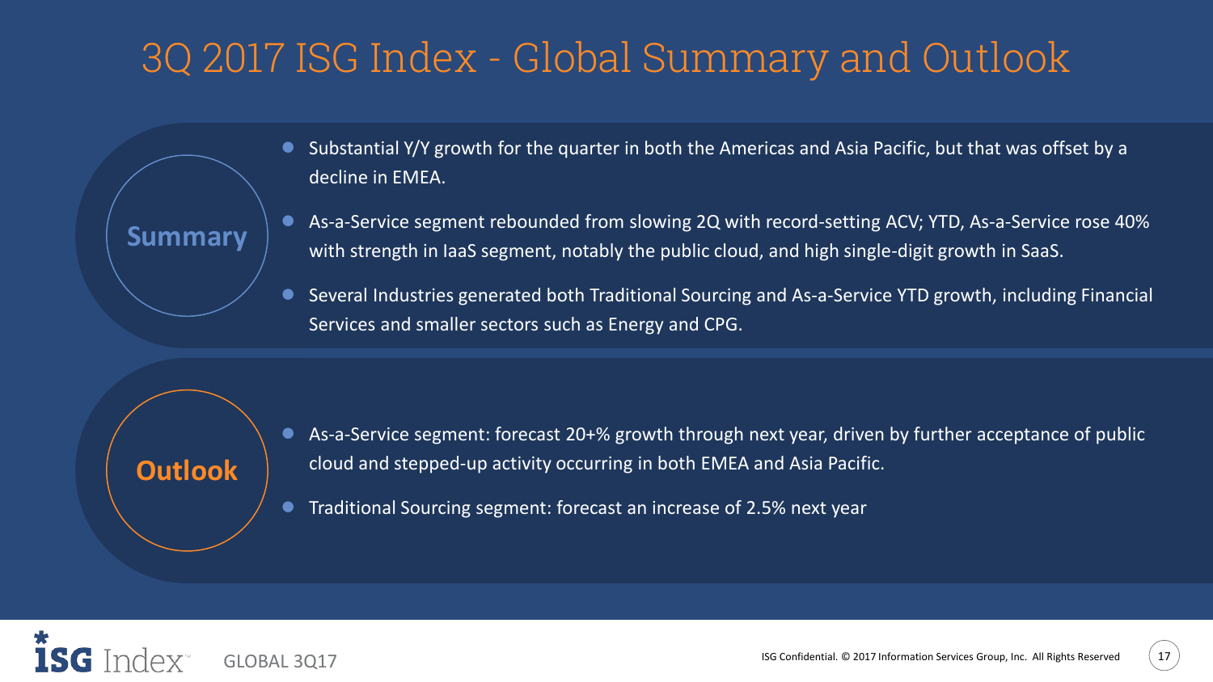# 3Q 2017 ISG Index - Global Summary and Outlook

## Summary

- Substantial Y/Y growth for the quarter in both the Americas and Asia Pacific, but that was offset by a decline in EMEA.
- As-a-Service segment rebounded from slowing 2Q with record-setting ACV; YTD, As-a-Service rose 40% with strength in IaaS segment, notably the public cloud, and high single-digit growth in SaaS.
- Several Industries generated both Traditional Sourcing and As-a-Service YTD growth, including Financial Services and smaller sectors such as Energy and CPG.

## Outlook

- As-a-Service segment: forecast 20+% growth through next year, driven by further acceptance of public cloud and stepped-up activity occurring in both EMEA and Asia Pacific.
- Traditional Sourcing segment: forecast an increase of 2.5% next year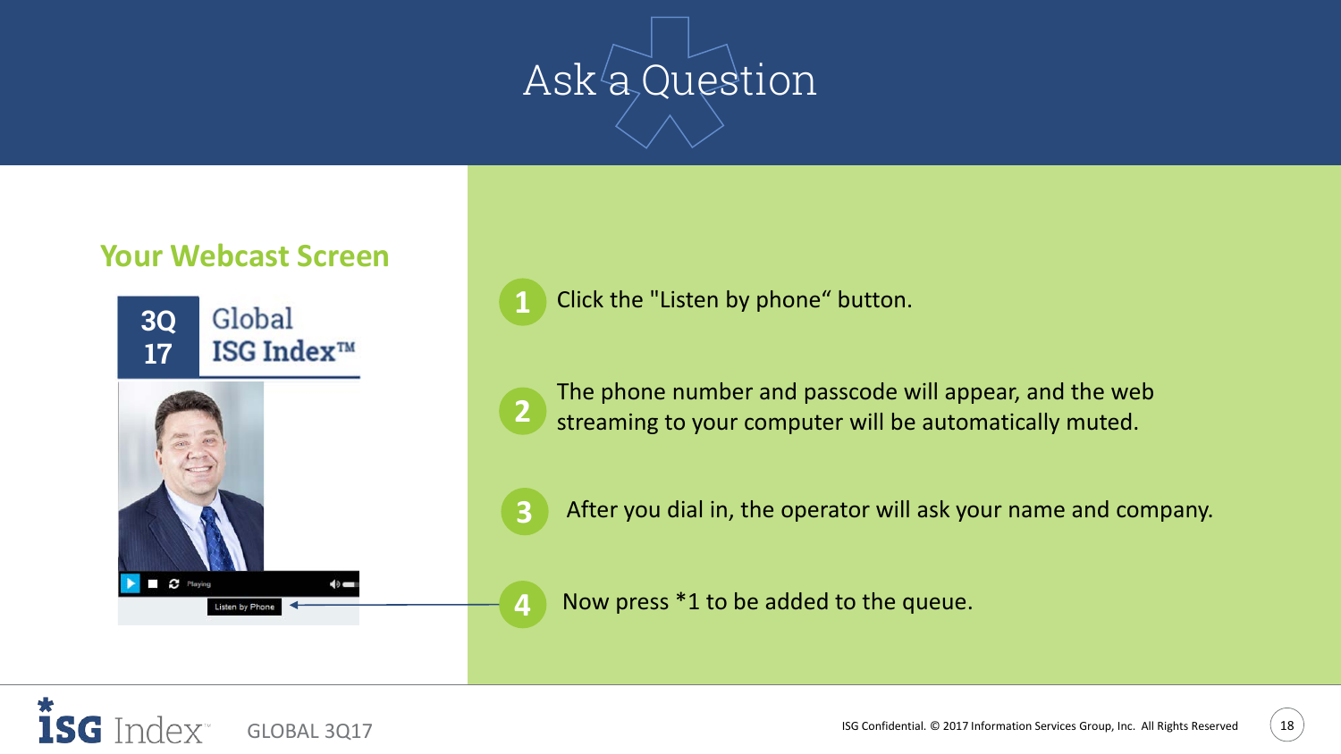# Ask a Question

## Your Webcast Screen

3Q 17 Global ISG Index™

Listen by Phone

1. Click the "Listen by phone" button.
2. The phone number and passcode will appear, and the web streaming to your computer will be automatically muted.
3. After you dial in, the operator will ask your name and company.
4. Now press *1 to be added to the queue.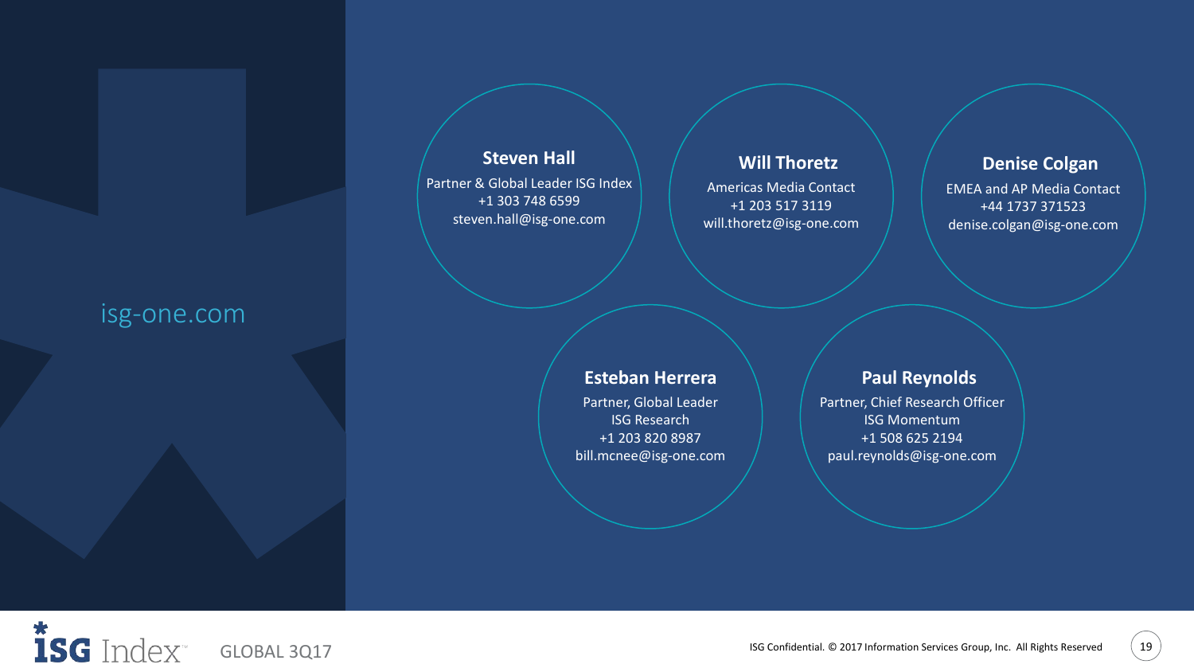isg-one.com

**Steven Hall**
Partner & Global Leader ISG Index
+1 303 748 6599
steven.hall@isg-one.com

**Will Thoretz**
Americas Media Contact
+1 203 517 3119
will.thoretz@isg-one.com

**Denise Colgan**
EMEA and AP Media Contact
+44 1737 371523
denise.colgan@isg-one.com

**Esteban Herrera**
Partner, Global Leader
ISG Research
+1 203 820 8987
bill.mcnee@isg-one.com

**Paul Reynolds**
Partner, Chief Research Officer
ISG Momentum
+1 508 625 2194
paul.reynolds@isg-one.com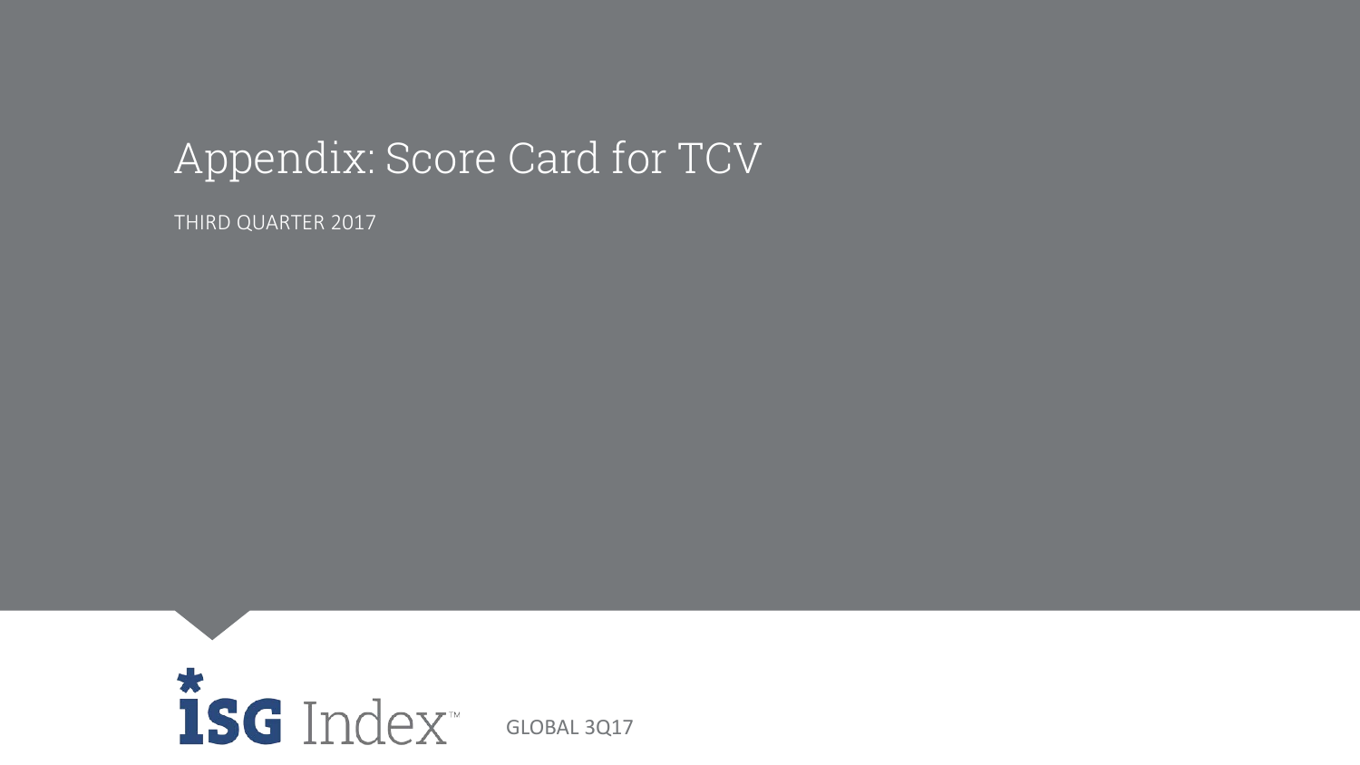# Appendix: Score Card for TCV

THIRD QUARTER 2017

ISG Index™ GLOBAL 3Q17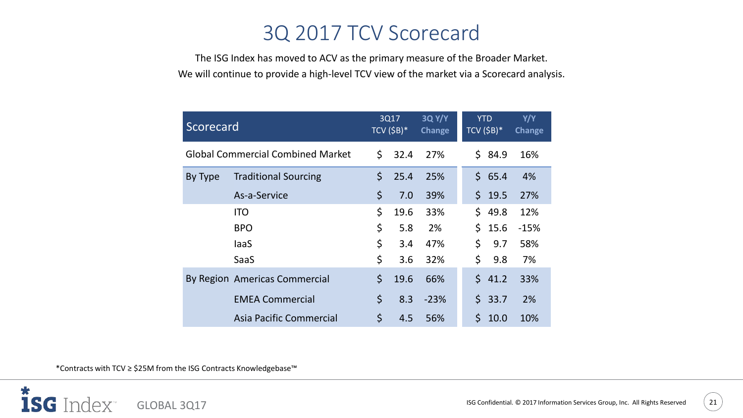# 3Q 2017 TCV Scorecard

The ISG Index has moved to ACV as the primary measure of the Broader Market.
We will continue to provide a high-level TCV view of the market via a Scorecard analysis.

| Scorecard | | 3Q17 TCV ($B)* | 3Q Y/Y Change | YTD TCV ($B)* | Y/Y Change |
|---|---|---|---|---|---|
| Global Commercial Combined Market | | $ 32.4 | 27% | $ 84.9 | 16% |
| By Type | Traditional Sourcing | $ 25.4 | 25% | $ 65.4 | 4% |
| | As-a-Service | $ 7.0 | 39% | $ 19.5 | 27% |
| | ITO | $ 19.6 | 33% | $ 49.8 | 12% |
| | BPO | $ 5.8 | 2% | $ 15.6 | -15% |
| | IaaS | $ 3.4 | 47% | $ 9.7 | 58% |
| | SaaS | $ 3.6 | 32% | $ 9.8 | 7% |
| By Region | Americas Commercial | $ 19.6 | 66% | $ 41.2 | 33% |
| | EMEA Commercial | $ 8.3 | -23% | $ 33.7 | 2% |
| | Asia Pacific Commercial | $ 4.5 | 56% | $ 10.0 | 10% |

*Contracts with TCV ≥ $25M from the ISG Contracts Knowledgebase™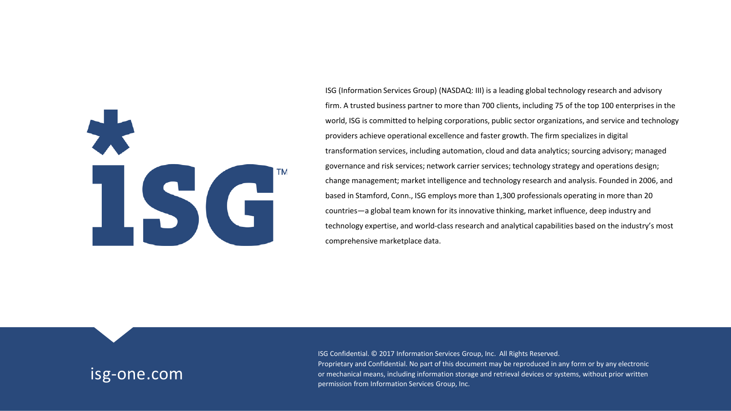ISG (Information Services Group) (NASDAQ: III) is a leading global technology research and advisory firm. A trusted business partner to more than 700 clients, including 75 of the top 100 enterprises in the world, ISG is committed to helping corporations, public sector organizations, and service and technology providers achieve operational excellence and faster growth. The firm specializes in digital transformation services, including automation, cloud and data analytics; sourcing advisory; managed governance and risk services; network carrier services; technology strategy and operations design; change management; market intelligence and technology research and analysis. Founded in 2006, and based in Stamford, Conn., ISG employs more than 1,300 professionals operating in more than 20 countries—a global team known for its innovative thinking, market influence, deep industry and technology expertise, and world-class research and analytical capabilities based on the industry's most comprehensive marketplace data.

isg-one.com

ISG Confidential. © 2017 Information Services Group, Inc. All Rights Reserved.
Proprietary and Confidential. No part of this document may be reproduced in any form or by any electronic or mechanical means, including information storage and retrieval devices or systems, without prior written permission from Information Services Group, Inc.